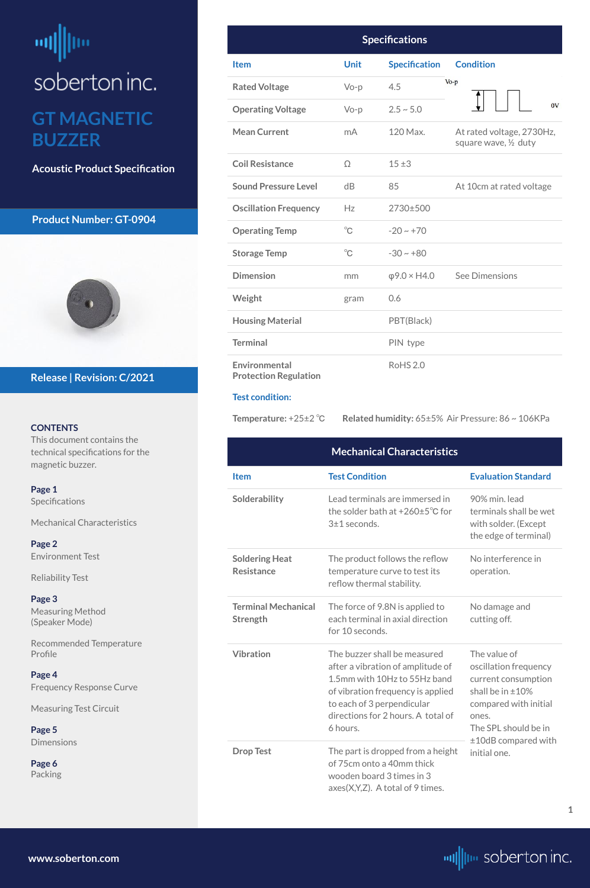soberton inc.

# GT MAGNETIC BUZZER

**Acoustic Product Specification**

**Product Number: GT-0904**

**Release | Revision: C/2021**

**CONTENTS**

This document contains the technical specifications for the magnetic buzzer.

**Page 1**
Specifications

Mechanical Characteristics

**Page 2**
Environment Test

Reliability Test

**Page 3**
Measuring Method (Speaker Mode)

Recommended Temperature Profile

**Page 4**
Frequency Response Curve

Measuring Test Circuit

**Page 5**
Dimensions

**Page 6**
Packing

## Specifications

| Item | Unit | Specification | Condition |
|---|---|---|---|
| Rated Voltage | Vo-p | 4.5 | Vo-p 0V |
| Operating Voltage | Vo-p | 2.5 ~ 5.0 | |
| Mean Current | mA | 120 Max. | At rated voltage, 2730Hz, square wave, ½ duty |
| Coil Resistance | Ω | 15 ±3 | |
| Sound Pressure Level | dB | 85 | At 10cm at rated voltage |
| Oscillation Frequency | Hz | 2730±500 | |
| Operating Temp | ℃ | -20 ~ +70 | |
| Storage Temp | ℃ | -30 ~ +80 | |
| Dimension | mm | φ9.0 × H4.0 | See Dimensions |
| Weight | gram | 0.6 | |
| Housing Material | | PBT(Black) | |
| Terminal | | PIN type | |
| Environmental Protection Regulation | | RoHS 2.0 | |

**Test condition:**

**Temperature:** +25±2 ℃ **Related humidity:** 65±5% Air Pressure: 86 ~ 106KPa

## Mechanical Characteristics

| Item | Test Condition | Evaluation Standard |
|---|---|---|
| Solderability | Lead terminals are immersed in the solder bath at +260±5℃ for 3±1 seconds. | 90% min. lead terminals shall be wet with solder. (Except the edge of terminal) |
| Soldering Heat Resistance | The product follows the reflow temperature curve to test its reflow thermal stability. | No interference in operation. |
| Terminal Mechanical Strength | The force of 9.8N is applied to each terminal in axial direction for 10 seconds. | No damage and cutting off. |
| Vibration | The buzzer shall be measured after a vibration of amplitude of 1.5mm with 10Hz to 55Hz band of vibration frequency is applied to each of 3 perpendicular directions for 2 hours. A total of 6 hours. | The value of oscillation frequency current consumption shall be in ±10% compared with initial ones. The SPL should be in ±10dB compared with initial one. |
| Drop Test | The part is dropped from a height of 75cm onto a 40mm thick wooden board 3 times in 3 axes(X,Y,Z). A total of 9 times. | |

www.soberton.com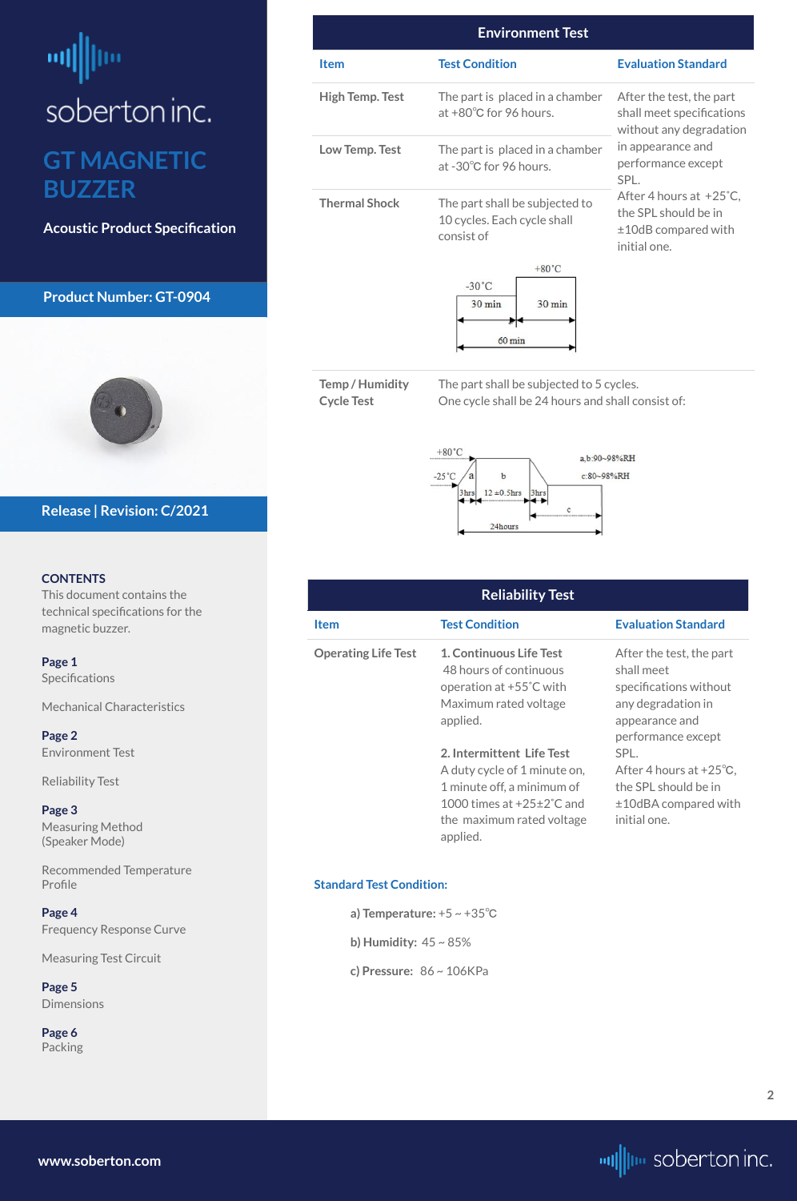# soberton inc.

## GT MAGNETIC BUZZER

**Acoustic Product Specification**

**Product Number: GT-0904**

**Release | Revision: C/2021**

**CONTENTS**
This document contains the technical specifications for the magnetic buzzer.

**Page 1**
Specifications

Mechanical Characteristics

**Page 2**
Environment Test

Reliability Test

**Page 3**
Measuring Method (Speaker Mode)

Recommended Temperature Profile

**Page 4**
Frequency Response Curve

Measuring Test Circuit

**Page 5**
Dimensions

**Page 6**
Packing

## Environment Test

| Item | Test Condition | Evaluation Standard |
|---|---|---|
| High Temp. Test | The part is placed in a chamber at +80℃ for 96 hours. | After the test, the part shall meet specifications without any degradation in appearance and performance except SPL. After 4 hours at +25˚C, the SPL should be in ±10dB compared with initial one. |
| Low Temp. Test | The part is placed in a chamber at -30℃ for 96 hours. | |
| Thermal Shock | The part shall be subjected to 10 cycles. Each cycle shall consist of: -30˚C 30 min, +80˚C 30 min (60 min) | |
| Temp / Humidity Cycle Test | The part shall be subjected to 5 cycles. One cycle shall be 24 hours and shall consist of: +80˚C / -25˚C; a, b: 90~98%RH; c: 80~98%RH; 3hrs, 12 ±0.5hrs, 3hrs; 24hours | |

## Reliability Test

| Item | Test Condition | Evaluation Standard |
|---|---|---|
| Operating Life Test | **1. Continuous Life Test** 48 hours of continuous operation at +55˚C with Maximum rated voltage applied.<br><br>**2. Intermittent Life Test** A duty cycle of 1 minute on, 1 minute off, a minimum of 1000 times at +25±2˚C and the maximum rated voltage applied. | After the test, the part shall meet specifications without any degradation in appearance and performance except SPL. After 4 hours at +25℃, the SPL should be in ±10dBA compared with initial one. |

**Standard Test Condition:**

a) **Temperature:** +5 ~ +35℃

b) **Humidity:** 45 ~ 85%

c) **Pressure:** 86 ~ 106KPa

www.soberton.com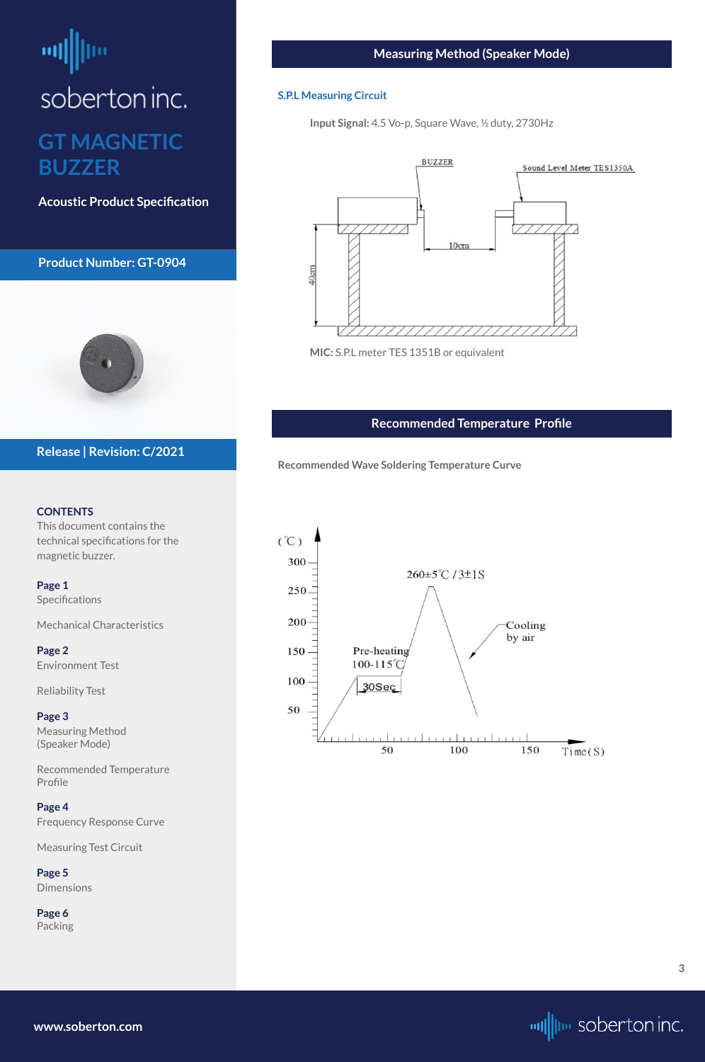# GT MAGNETIC BUZZER

**Acoustic Product Specification**

**Product Number: GT-0904**

**Release | Revision: C/2021**

**CONTENTS**
This document contains the technical specifications for the magnetic buzzer.

**Page 1**
Specifications

Mechanical Characteristics

**Page 2**
Environment Test

Reliability Test

**Page 3**
Measuring Method (Speaker Mode)

Recommended Temperature Profile

**Page 4**
Frequency Response Curve

Measuring Test Circuit

**Page 5**
Dimensions

**Page 6**
Packing

## Measuring Method (Speaker Mode)

### S.P.L Measuring Circuit

**Input Signal:** 4.5 Vo-p, Square Wave, ½ duty, 2730Hz

BUZZER

Sound Level Meter TES1350A

10cm

40cm

**MIC:** S.P.L meter TES 1351B or equivalent

## Recommended Temperature Profile

Recommended Wave Soldering Temperature Curve

(℃)

300, 250, 200, 150, 100, 50

260±5℃ /3±1S

Cooling by air

Pre-heating 100-115℃

30Sec

50, 100, 150, Time(S)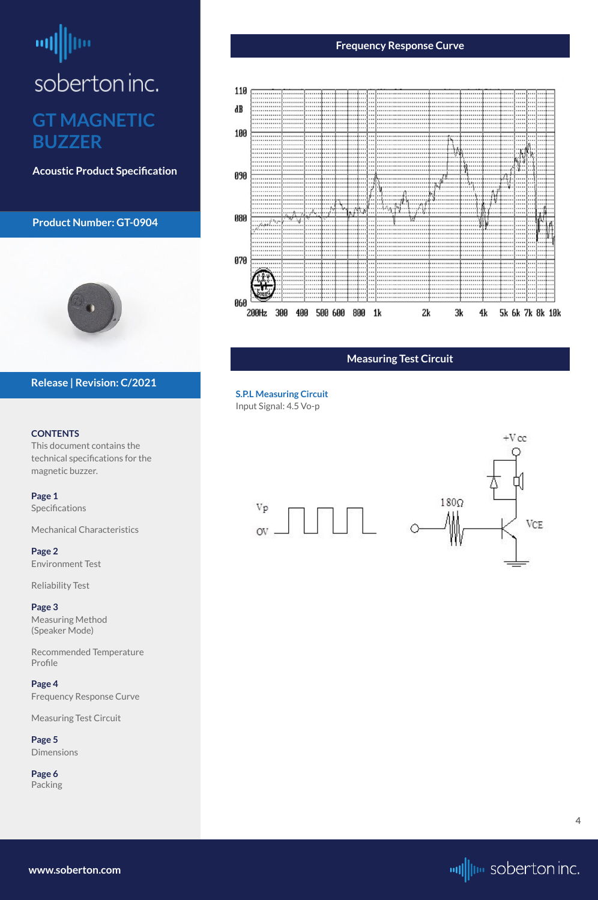soberton inc.

# GT MAGNETIC BUZZER

**Acoustic Product Specification**

**Product Number: GT-0904**

**Release | Revision: C/2021**

**CONTENTS**

This document contains the technical specifications for the magnetic buzzer.

**Page 1**
Specifications

Mechanical Characteristics

**Page 2**
Environment Test

Reliability Test

**Page 3**
Measuring Method (Speaker Mode)

Recommended Temperature Profile

**Page 4**
Frequency Response Curve

Measuring Test Circuit

**Page 5**
Dimensions

**Page 6**
Packing

## Frequency Response Curve

## Measuring Test Circuit

**S.P.L Measuring Circuit**

Input Signal: 4.5 Vo-p

www.soberton.com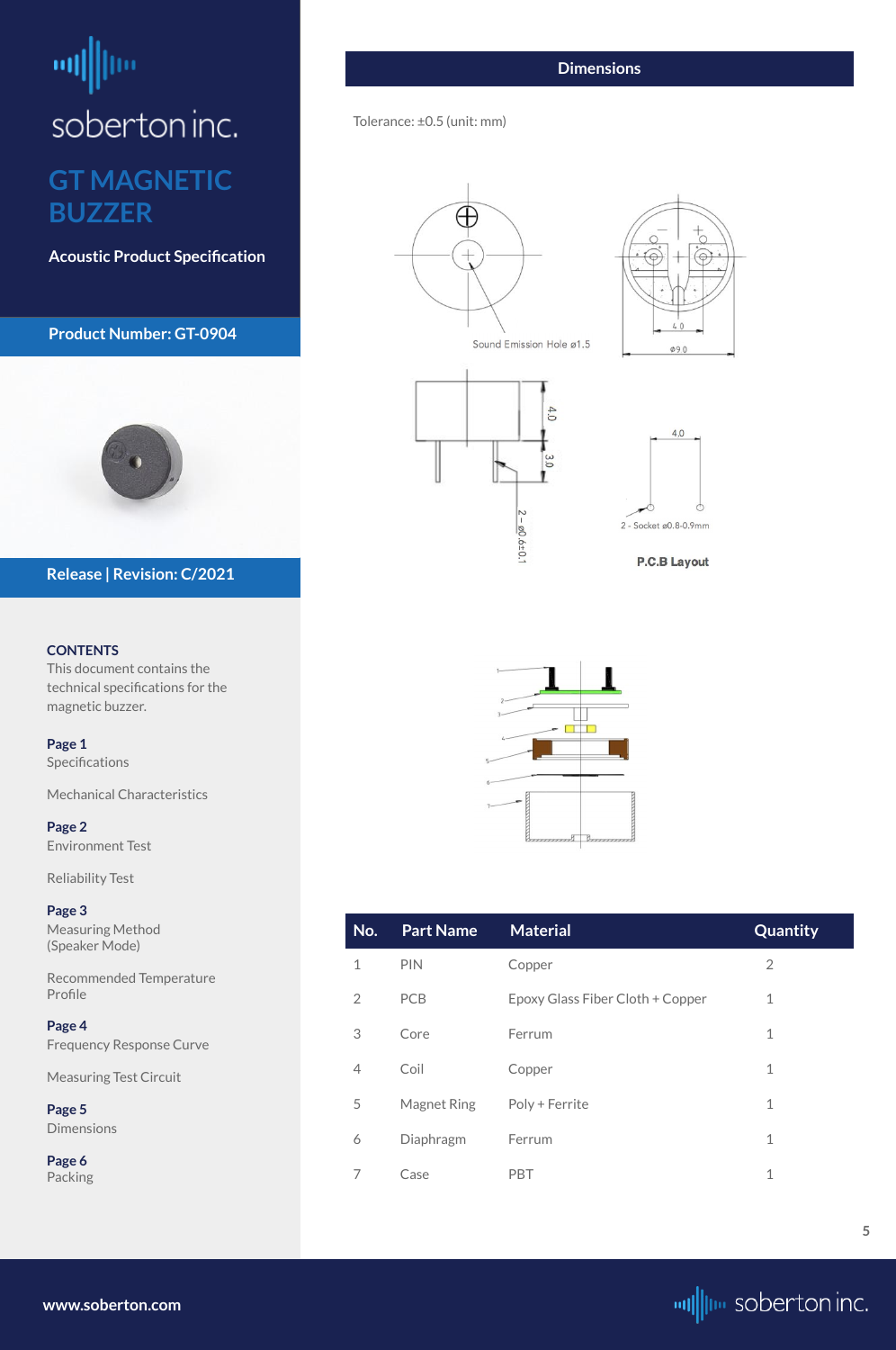soberton inc.

# GT MAGNETIC BUZZER

**Acoustic Product Specification**

**Product Number: GT-0904**

**Release | Revision: C/2021**

**CONTENTS**
This document contains the technical specifications for the magnetic buzzer.

**Page 1**
Specifications

Mechanical Characteristics

**Page 2**
Environment Test

Reliability Test

**Page 3**
Measuring Method (Speaker Mode)

Recommended Temperature Profile

**Page 4**
Frequency Response Curve

Measuring Test Circuit

**Page 5**
Dimensions

**Page 6**
Packing

## Dimensions

Tolerance: ±0.5 (unit: mm)

Sound Emission Hole ø1.5

ø9.0

4.0

3.0

2 - ø0.6±0.1

2 - Socket ø0.8-0.9mm

**P.C.B Layout**

| No. | Part Name | Material | Quantity |
|---|---|---|---|
| 1 | PIN | Copper | 2 |
| 2 | PCB | Epoxy Glass Fiber Cloth + Copper | 1 |
| 3 | Core | Ferrum | 1 |
| 4 | Coil | Copper | 1 |
| 5 | Magnet Ring | Poly + Ferrite | 1 |
| 6 | Diaphragm | Ferrum | 1 |
| 7 | Case | PBT | 1 |

www.soberton.com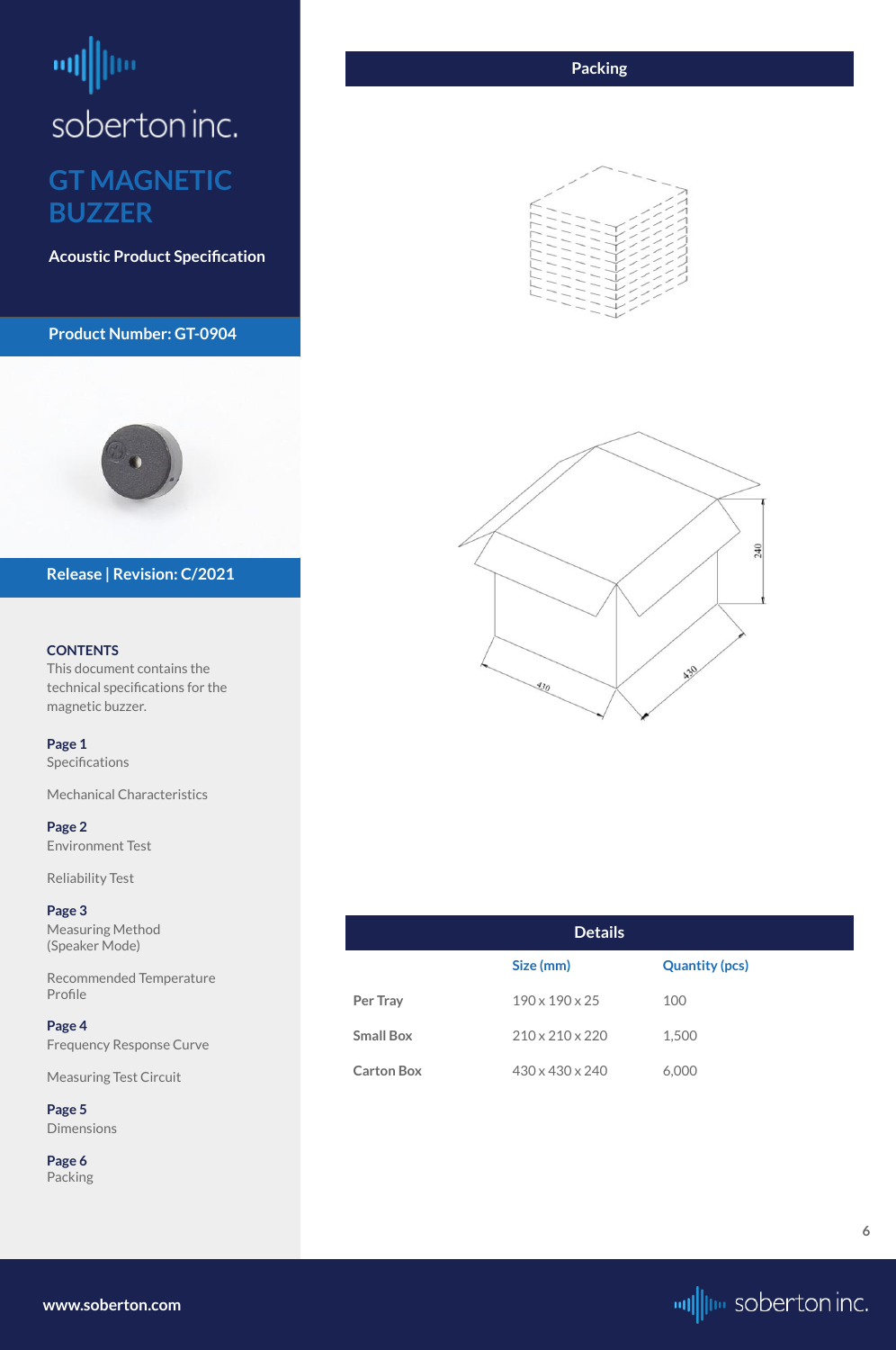soberton inc.

# GT MAGNETIC BUZZER

**Acoustic Product Specification**

**Product Number: GT-0904**

**Release | Revision: C/2021**

**CONTENTS**
This document contains the technical specifications for the magnetic buzzer.

**Page 1**
Specifications

Mechanical Characteristics

**Page 2**
Environment Test

Reliability Test

**Page 3**
Measuring Method (Speaker Mode)

Recommended Temperature Profile

**Page 4**
Frequency Response Curve

Measuring Test Circuit

**Page 5**
Dimensions

**Page 6**
Packing

## Packing

240

430

430

## Details

| | Size (mm) | Quantity (pcs) |
|---|---|---|
| Per Tray | 190 x 190 x 25 | 100 |
| Small Box | 210 x 210 x 220 | 1,500 |
| Carton Box | 430 x 430 x 240 | 6,000 |

www.soberton.com